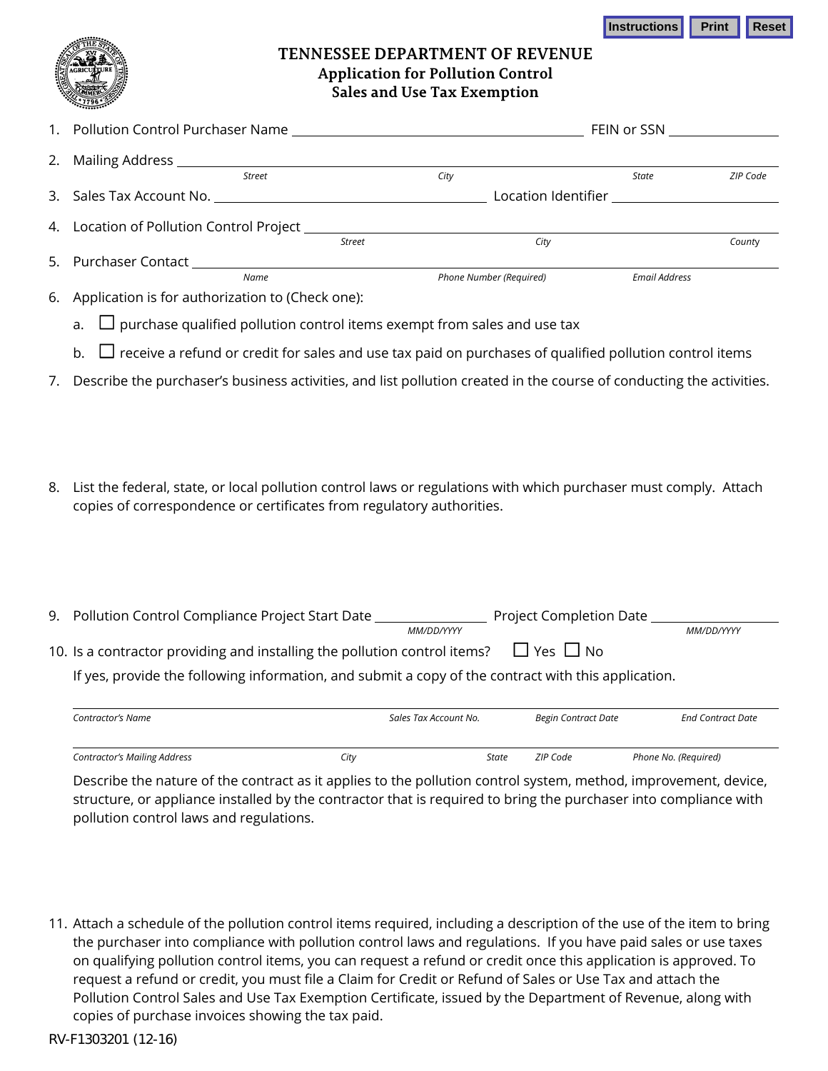# TENNESSEE DEPARTMENT OF REVENUE
## Application for Pollution Control Sales and Use Tax Exemption

1. Pollution Control Purchaser Name ______________________ FEIN or SSN ______________

2. Mailing Address ______________________________________________
   *Street* *City* *State* *ZIP Code*

3. Sales Tax Account No. ______________________ Location Identifier ______________

4. Location of Pollution Control Project ______________________________________________
   *Street* *City* *County*

5. Purchaser Contact ______________________________________________
   *Name* *Phone Number (Required)* *Email Address*

6. Application is for authorization to (Check one):

   a. ☐ purchase qualified pollution control items exempt from sales and use tax

   b. ☐ receive a refund or credit for sales and use tax paid on purchases of qualified pollution control items

7. Describe the purchaser's business activities, and list pollution created in the course of conducting the activities.

8. List the federal, state, or local pollution control laws or regulations with which purchaser must comply. Attach copies of correspondence or certificates from regulatory authorities.

9. Pollution Control Compliance Project Start Date ______________ Project Completion Date ______________
   *MM/DD/YYYY* *MM/DD/YYYY*

10. Is a contractor providing and installing the pollution control items? ☐ Yes ☐ No

    If yes, provide the following information, and submit a copy of the contract with this application.

    ______________________________________________
    *Contractor's Name* *Sales Tax Account No.* *Begin Contract Date* *End Contract Date*

    ______________________________________________
    *Contractor's Mailing Address* *City* *State* *ZIP Code* *Phone No. (Required)*

    Describe the nature of the contract as it applies to the pollution control system, method, improvement, device, structure, or appliance installed by the contractor that is required to bring the purchaser into compliance with pollution control laws and regulations.

11. Attach a schedule of the pollution control items required, including a description of the use of the item to bring the purchaser into compliance with pollution control laws and regulations. If you have paid sales or use taxes on qualifying pollution control items, you can request a refund or credit once this application is approved. To request a refund or credit, you must file a Claim for Credit or Refund of Sales or Use Tax and attach the Pollution Control Sales and Use Tax Exemption Certificate, issued by the Department of Revenue, along with copies of purchase invoices showing the tax paid.

RV-F1303201 (12-16)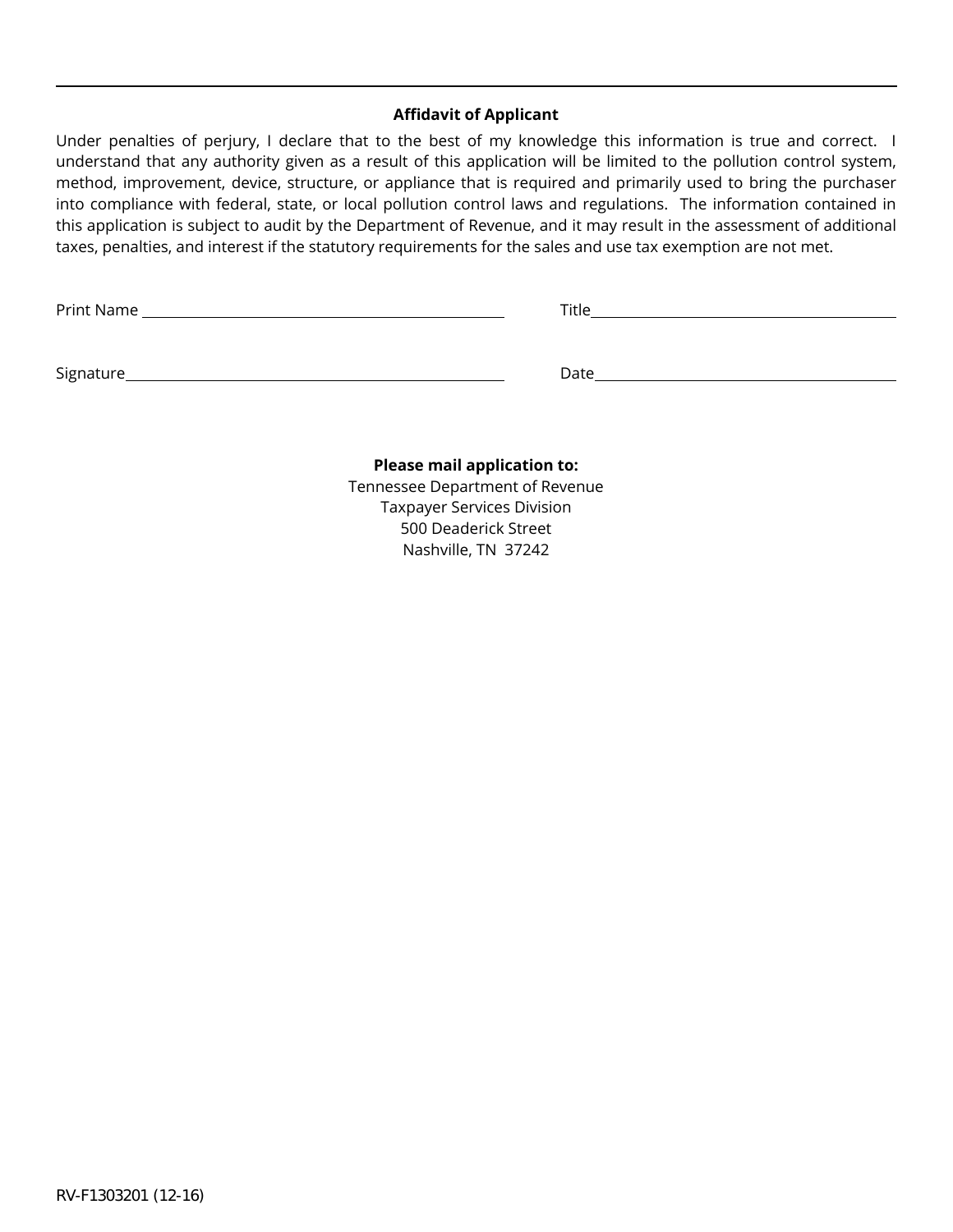### Affidavit of Applicant

Under penalties of perjury, I declare that to the best of my knowledge this information is true and correct. I understand that any authority given as a result of this application will be limited to the pollution control system, method, improvement, device, structure, or appliance that is required and primarily used to bring the purchaser into compliance with federal, state, or local pollution control laws and regulations. The information contained in this application is subject to audit by the Department of Revenue, and it may result in the assessment of additional taxes, penalties, and interest if the statutory requirements for the sales and use tax exemption are not met.

Print Name ______________________________ Title ______________________________

Signature ______________________________ Date ______________________________

**Please mail application to:**
Tennessee Department of Revenue
Taxpayer Services Division
500 Deaderick Street
Nashville, TN 37242

RV-F1303201 (12-16)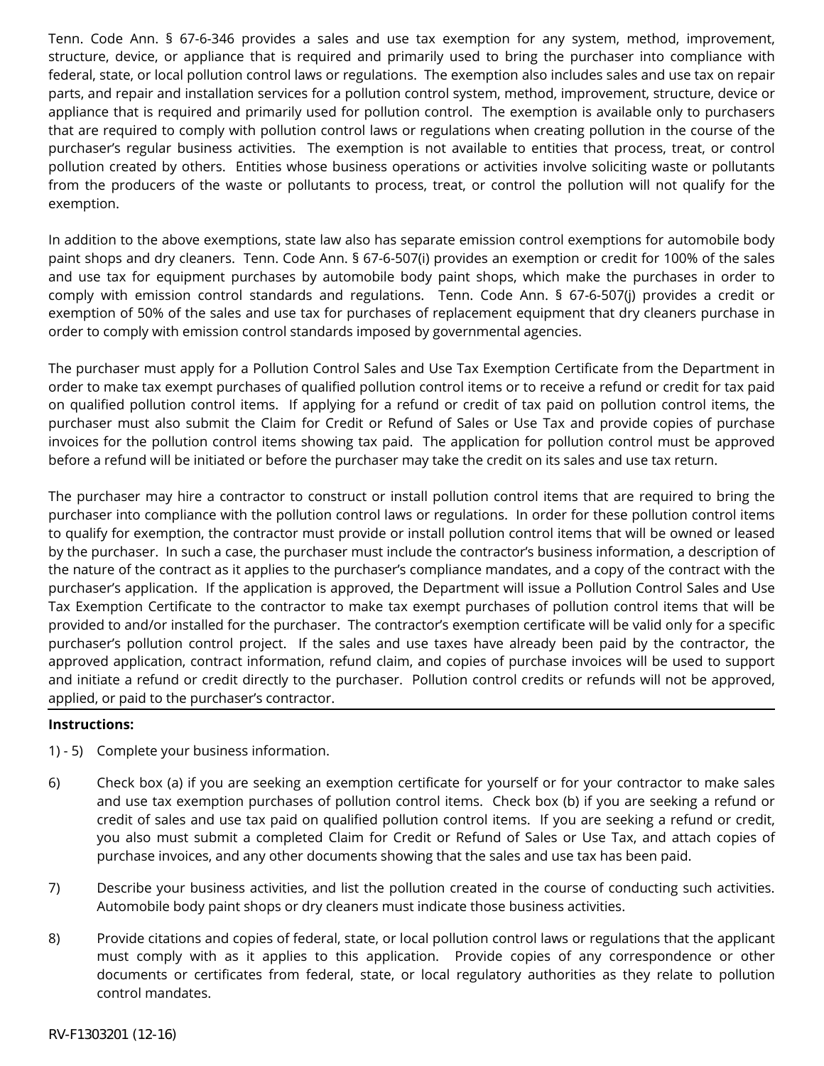Tenn. Code Ann. § 67-6-346 provides a sales and use tax exemption for any system, method, improvement, structure, device, or appliance that is required and primarily used to bring the purchaser into compliance with federal, state, or local pollution control laws or regulations. The exemption also includes sales and use tax on repair parts, and repair and installation services for a pollution control system, method, improvement, structure, device or appliance that is required and primarily used for pollution control. The exemption is available only to purchasers that are required to comply with pollution control laws or regulations when creating pollution in the course of the purchaser's regular business activities. The exemption is not available to entities that process, treat, or control pollution created by others. Entities whose business operations or activities involve soliciting waste or pollutants from the producers of the waste or pollutants to process, treat, or control the pollution will not qualify for the exemption.

In addition to the above exemptions, state law also has separate emission control exemptions for automobile body paint shops and dry cleaners. Tenn. Code Ann. § 67-6-507(i) provides an exemption or credit for 100% of the sales and use tax for equipment purchases by automobile body paint shops, which make the purchases in order to comply with emission control standards and regulations. Tenn. Code Ann. § 67-6-507(j) provides a credit or exemption of 50% of the sales and use tax for purchases of replacement equipment that dry cleaners purchase in order to comply with emission control standards imposed by governmental agencies.

The purchaser must apply for a Pollution Control Sales and Use Tax Exemption Certificate from the Department in order to make tax exempt purchases of qualified pollution control items or to receive a refund or credit for tax paid on qualified pollution control items. If applying for a refund or credit of tax paid on pollution control items, the purchaser must also submit the Claim for Credit or Refund of Sales or Use Tax and provide copies of purchase invoices for the pollution control items showing tax paid. The application for pollution control must be approved before a refund will be initiated or before the purchaser may take the credit on its sales and use tax return.

The purchaser may hire a contractor to construct or install pollution control items that are required to bring the purchaser into compliance with the pollution control laws or regulations. In order for these pollution control items to qualify for exemption, the contractor must provide or install pollution control items that will be owned or leased by the purchaser. In such a case, the purchaser must include the contractor's business information, a description of the nature of the contract as it applies to the purchaser's compliance mandates, and a copy of the contract with the purchaser's application. If the application is approved, the Department will issue a Pollution Control Sales and Use Tax Exemption Certificate to the contractor to make tax exempt purchases of pollution control items that will be provided to and/or installed for the purchaser. The contractor's exemption certificate will be valid only for a specific purchaser's pollution control project. If the sales and use taxes have already been paid by the contractor, the approved application, contract information, refund claim, and copies of purchase invoices will be used to support and initiate a refund or credit directly to the purchaser. Pollution control credits or refunds will not be approved, applied, or paid to the purchaser's contractor.

**Instructions:**

1) - 5) Complete your business information.

6) Check box (a) if you are seeking an exemption certificate for yourself or for your contractor to make sales and use tax exemption purchases of pollution control items. Check box (b) if you are seeking a refund or credit of sales and use tax paid on qualified pollution control items. If you are seeking a refund or credit, you also must submit a completed Claim for Credit or Refund of Sales or Use Tax, and attach copies of purchase invoices, and any other documents showing that the sales and use tax has been paid.

7) Describe your business activities, and list the pollution created in the course of conducting such activities. Automobile body paint shops or dry cleaners must indicate those business activities.

8) Provide citations and copies of federal, state, or local pollution control laws or regulations that the applicant must comply with as it applies to this application. Provide copies of any correspondence or other documents or certificates from federal, state, or local regulatory authorities as they relate to pollution control mandates.

RV-F1303201 (12-16)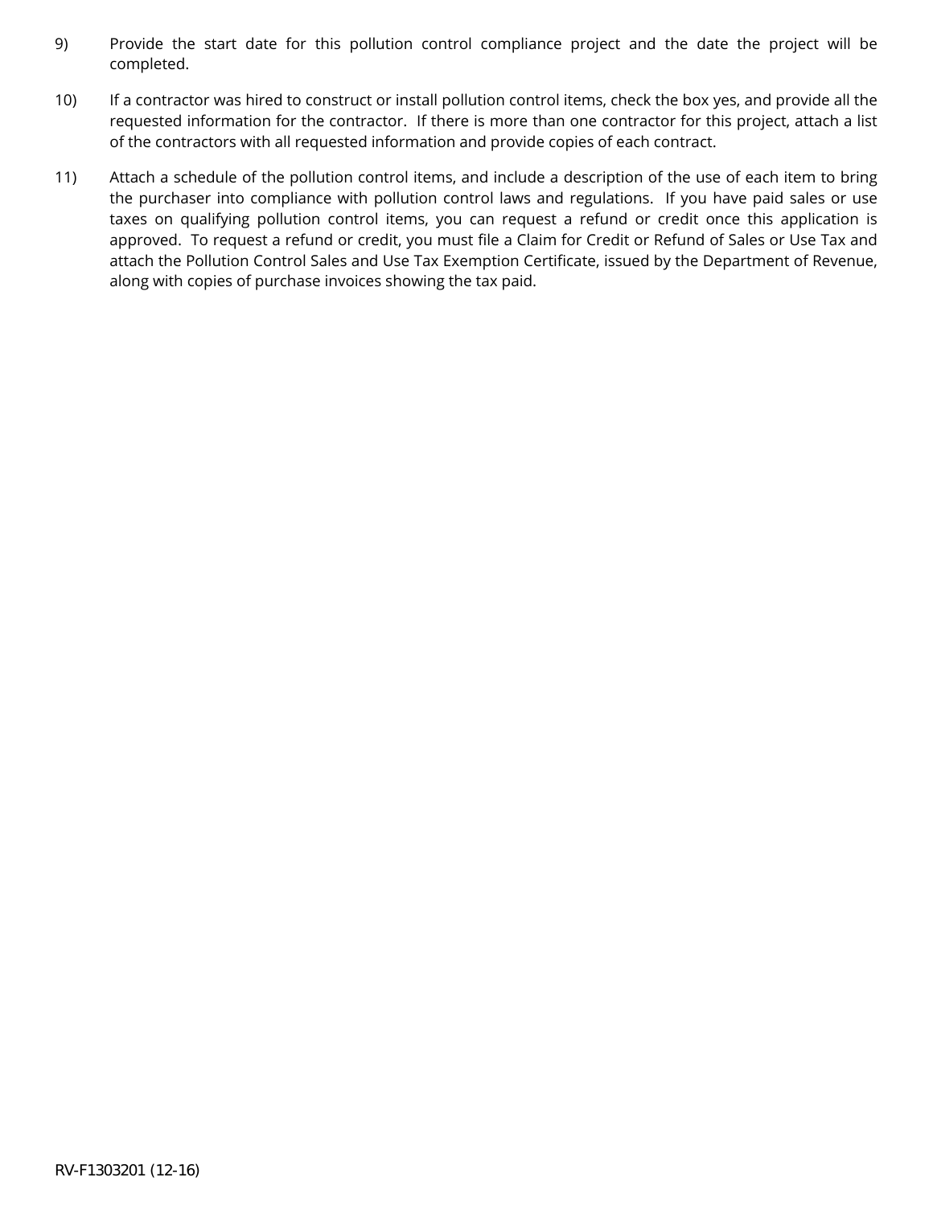9) Provide the start date for this pollution control compliance project and the date the project will be completed.

10) If a contractor was hired to construct or install pollution control items, check the box yes, and provide all the requested information for the contractor. If there is more than one contractor for this project, attach a list of the contractors with all requested information and provide copies of each contract.

11) Attach a schedule of the pollution control items, and include a description of the use of each item to bring the purchaser into compliance with pollution control laws and regulations. If you have paid sales or use taxes on qualifying pollution control items, you can request a refund or credit once this application is approved. To request a refund or credit, you must file a Claim for Credit or Refund of Sales or Use Tax and attach the Pollution Control Sales and Use Tax Exemption Certificate, issued by the Department of Revenue, along with copies of purchase invoices showing the tax paid.

RV-F1303201 (12-16)